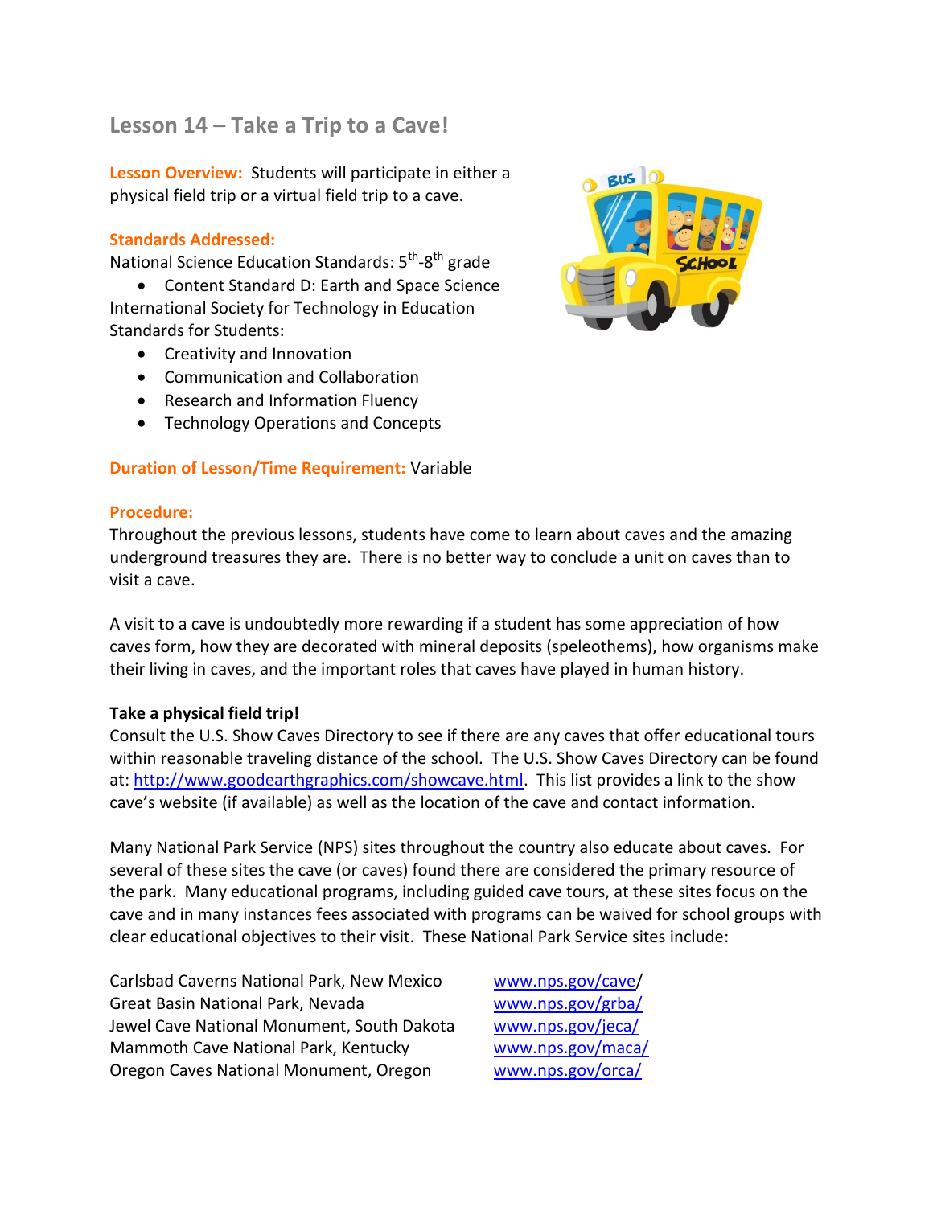# Lesson 14 – Take a Trip to a Cave!

**Lesson Overview:** Students will participate in either a physical field trip or a virtual field trip to a cave.

**Standards Addressed:**

National Science Education Standards: 5th-8th grade

- Content Standard D: Earth and Space Science

International Society for Technology in Education Standards for Students:

- Creativity and Innovation
- Communication and Collaboration
- Research and Information Fluency
- Technology Operations and Concepts

**Duration of Lesson/Time Requirement:** Variable

**Procedure:**

Throughout the previous lessons, students have come to learn about caves and the amazing underground treasures they are. There is no better way to conclude a unit on caves than to visit a cave.

A visit to a cave is undoubtedly more rewarding if a student has some appreciation of how caves form, how they are decorated with mineral deposits (speleothems), how organisms make their living in caves, and the important roles that caves have played in human history.

**Take a physical field trip!**

Consult the U.S. Show Caves Directory to see if there are any caves that offer educational tours within reasonable traveling distance of the school. The U.S. Show Caves Directory can be found at: http://www.goodearthgraphics.com/showcave.html. This list provides a link to the show cave's website (if available) as well as the location of the cave and contact information.

Many National Park Service (NPS) sites throughout the country also educate about caves. For several of these sites the cave (or caves) found there are considered the primary resource of the park. Many educational programs, including guided cave tours, at these sites focus on the cave and in many instances fees associated with programs can be waived for school groups with clear educational objectives to their visit. These National Park Service sites include:

| | |
|---|---|
| Carlsbad Caverns National Park, New Mexico | www.nps.gov/cave/ |
| Great Basin National Park, Nevada | www.nps.gov/grba/ |
| Jewel Cave National Monument, South Dakota | www.nps.gov/jeca/ |
| Mammoth Cave National Park, Kentucky | www.nps.gov/maca/ |
| Oregon Caves National Monument, Oregon | www.nps.gov/orca/ |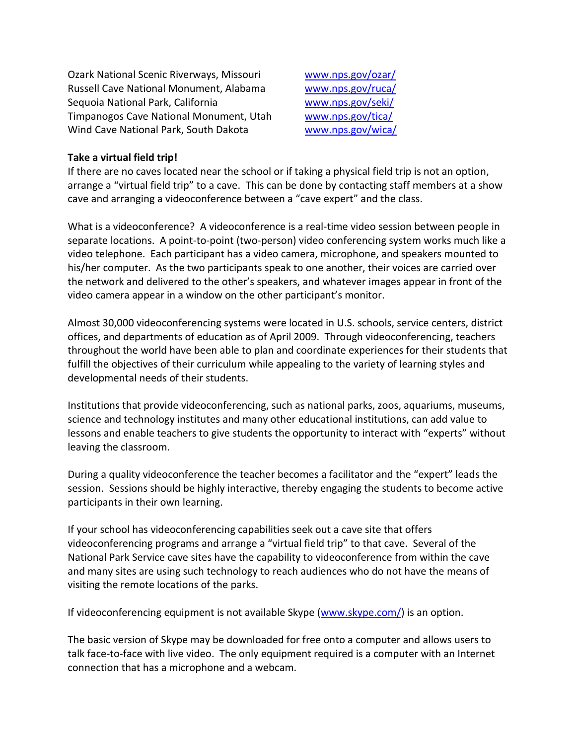| | |
|---|---|
| Ozark National Scenic Riverways, Missouri | www.nps.gov/ozar/ |
| Russell Cave National Monument, Alabama | www.nps.gov/ruca/ |
| Sequoia National Park, California | www.nps.gov/seki/ |
| Timpanogos Cave National Monument, Utah | www.nps.gov/tica/ |
| Wind Cave National Park, South Dakota | www.nps.gov/wica/ |

**Take a virtual field trip!**

If there are no caves located near the school or if taking a physical field trip is not an option, arrange a "virtual field trip" to a cave. This can be done by contacting staff members at a show cave and arranging a videoconference between a "cave expert" and the class.

What is a videoconference? A videoconference is a real-time video session between people in separate locations. A point-to-point (two-person) video conferencing system works much like a video telephone. Each participant has a video camera, microphone, and speakers mounted to his/her computer. As the two participants speak to one another, their voices are carried over the network and delivered to the other's speakers, and whatever images appear in front of the video camera appear in a window on the other participant's monitor.

Almost 30,000 videoconferencing systems were located in U.S. schools, service centers, district offices, and departments of education as of April 2009. Through videoconferencing, teachers throughout the world have been able to plan and coordinate experiences for their students that fulfill the objectives of their curriculum while appealing to the variety of learning styles and developmental needs of their students.

Institutions that provide videoconferencing, such as national parks, zoos, aquariums, museums, science and technology institutes and many other educational institutions, can add value to lessons and enable teachers to give students the opportunity to interact with "experts" without leaving the classroom.

During a quality videoconference the teacher becomes a facilitator and the "expert" leads the session. Sessions should be highly interactive, thereby engaging the students to become active participants in their own learning.

If your school has videoconferencing capabilities seek out a cave site that offers videoconferencing programs and arrange a "virtual field trip" to that cave. Several of the National Park Service cave sites have the capability to videoconference from within the cave and many sites are using such technology to reach audiences who do not have the means of visiting the remote locations of the parks.

If videoconferencing equipment is not available Skype (www.skype.com/) is an option.

The basic version of Skype may be downloaded for free onto a computer and allows users to talk face-to-face with live video. The only equipment required is a computer with an Internet connection that has a microphone and a webcam.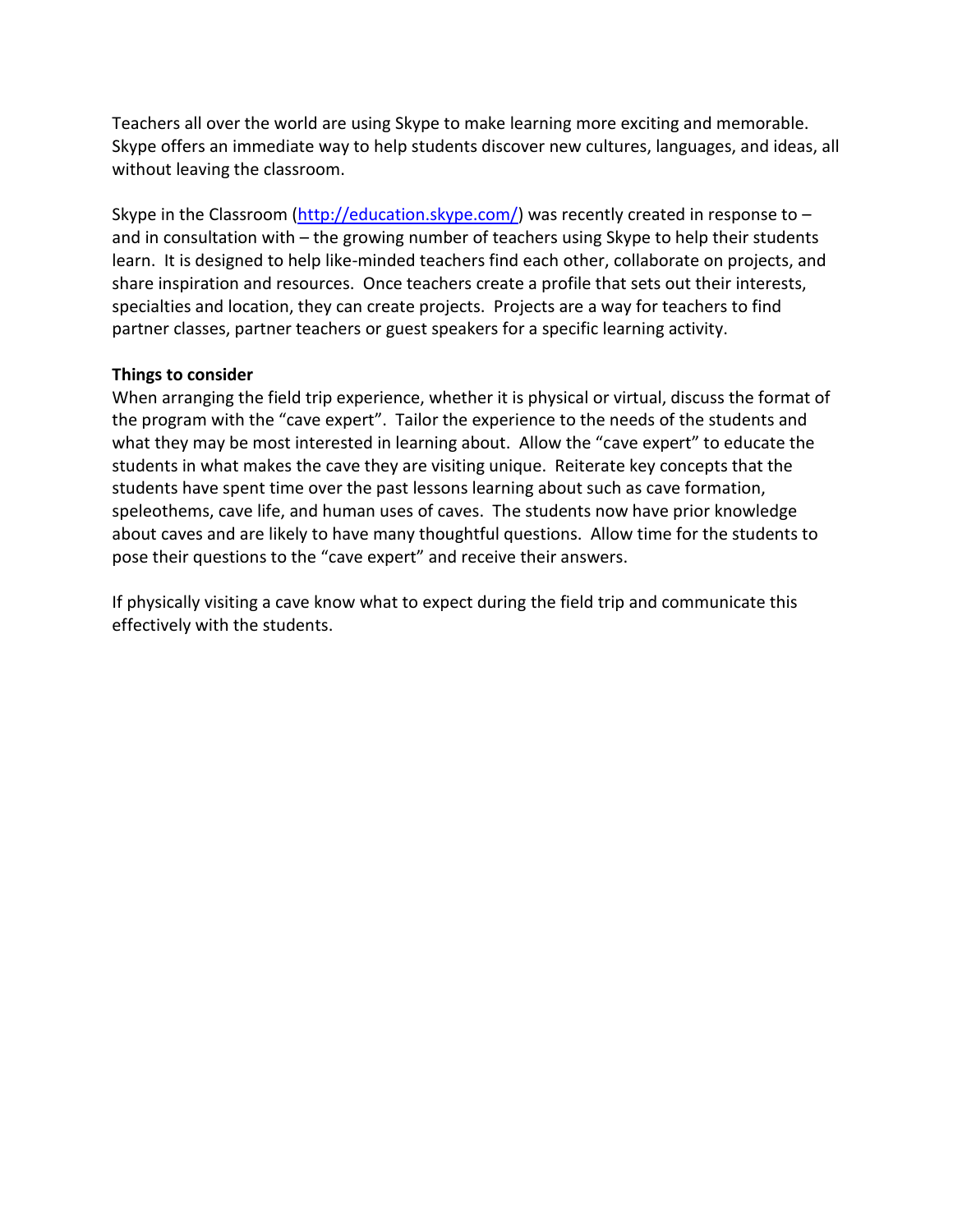Teachers all over the world are using Skype to make learning more exciting and memorable. Skype offers an immediate way to help students discover new cultures, languages, and ideas, all without leaving the classroom.

Skype in the Classroom (http://education.skype.com/) was recently created in response to – and in consultation with – the growing number of teachers using Skype to help their students learn. It is designed to help like-minded teachers find each other, collaborate on projects, and share inspiration and resources. Once teachers create a profile that sets out their interests, specialties and location, they can create projects. Projects are a way for teachers to find partner classes, partner teachers or guest speakers for a specific learning activity.

**Things to consider**

When arranging the field trip experience, whether it is physical or virtual, discuss the format of the program with the "cave expert". Tailor the experience to the needs of the students and what they may be most interested in learning about. Allow the "cave expert" to educate the students in what makes the cave they are visiting unique. Reiterate key concepts that the students have spent time over the past lessons learning about such as cave formation, speleothems, cave life, and human uses of caves. The students now have prior knowledge about caves and are likely to have many thoughtful questions. Allow time for the students to pose their questions to the "cave expert" and receive their answers.

If physically visiting a cave know what to expect during the field trip and communicate this effectively with the students.